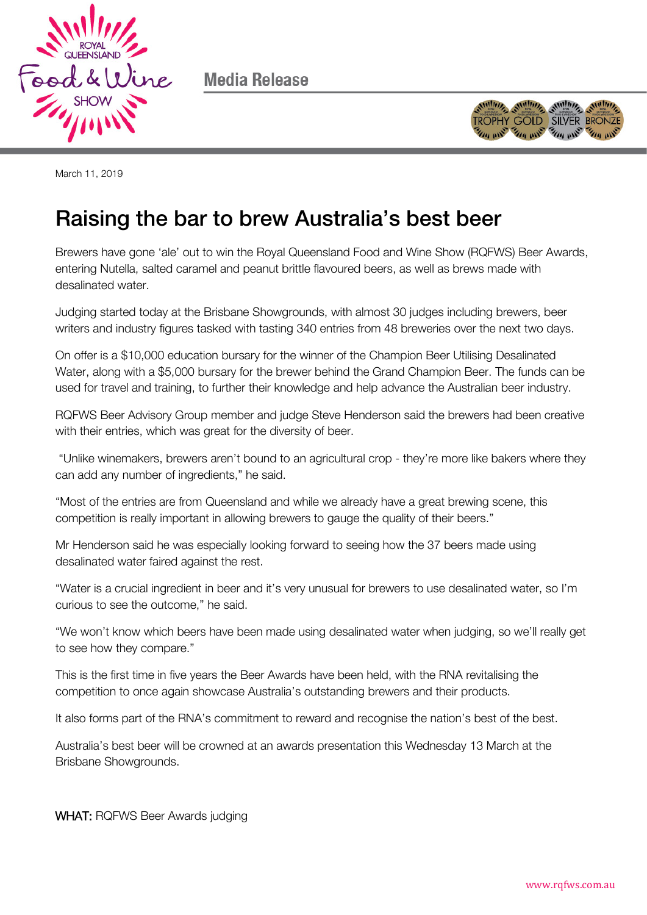Media Release

March 11, 2019

# Raising the bar to brew Australia's best beer

Brewers have gone 'ale' out to win the Royal Queensland Food and Wine Show (RQFWS) Beer Awards, entering Nutella, salted caramel and peanut brittle flavoured beers, as well as brews made with desalinated water.

Judging started today at the Brisbane Showgrounds, with almost 30 judges including brewers, beer writers and industry figures tasked with tasting 340 entries from 48 breweries over the next two days.

On offer is a $10,000 education bursary for the winner of the Champion Beer Utilising Desalinated Water, along with a $5,000 bursary for the brewer behind the Grand Champion Beer. The funds can be used for travel and training, to further their knowledge and help advance the Australian beer industry.

RQFWS Beer Advisory Group member and judge Steve Henderson said the brewers had been creative with their entries, which was great for the diversity of beer.

"Unlike winemakers, brewers aren't bound to an agricultural crop - they're more like bakers where they can add any number of ingredients," he said.

"Most of the entries are from Queensland and while we already have a great brewing scene, this competition is really important in allowing brewers to gauge the quality of their beers."

Mr Henderson said he was especially looking forward to seeing how the 37 beers made using desalinated water faired against the rest.

"Water is a crucial ingredient in beer and it's very unusual for brewers to use desalinated water, so I'm curious to see the outcome," he said.

"We won't know which beers have been made using desalinated water when judging, so we'll really get to see how they compare."

This is the first time in five years the Beer Awards have been held, with the RNA revitalising the competition to once again showcase Australia's outstanding brewers and their products.

It also forms part of the RNA's commitment to reward and recognise the nation's best of the best.

Australia's best beer will be crowned at an awards presentation this Wednesday 13 March at the Brisbane Showgrounds.

**WHAT:** RQFWS Beer Awards judging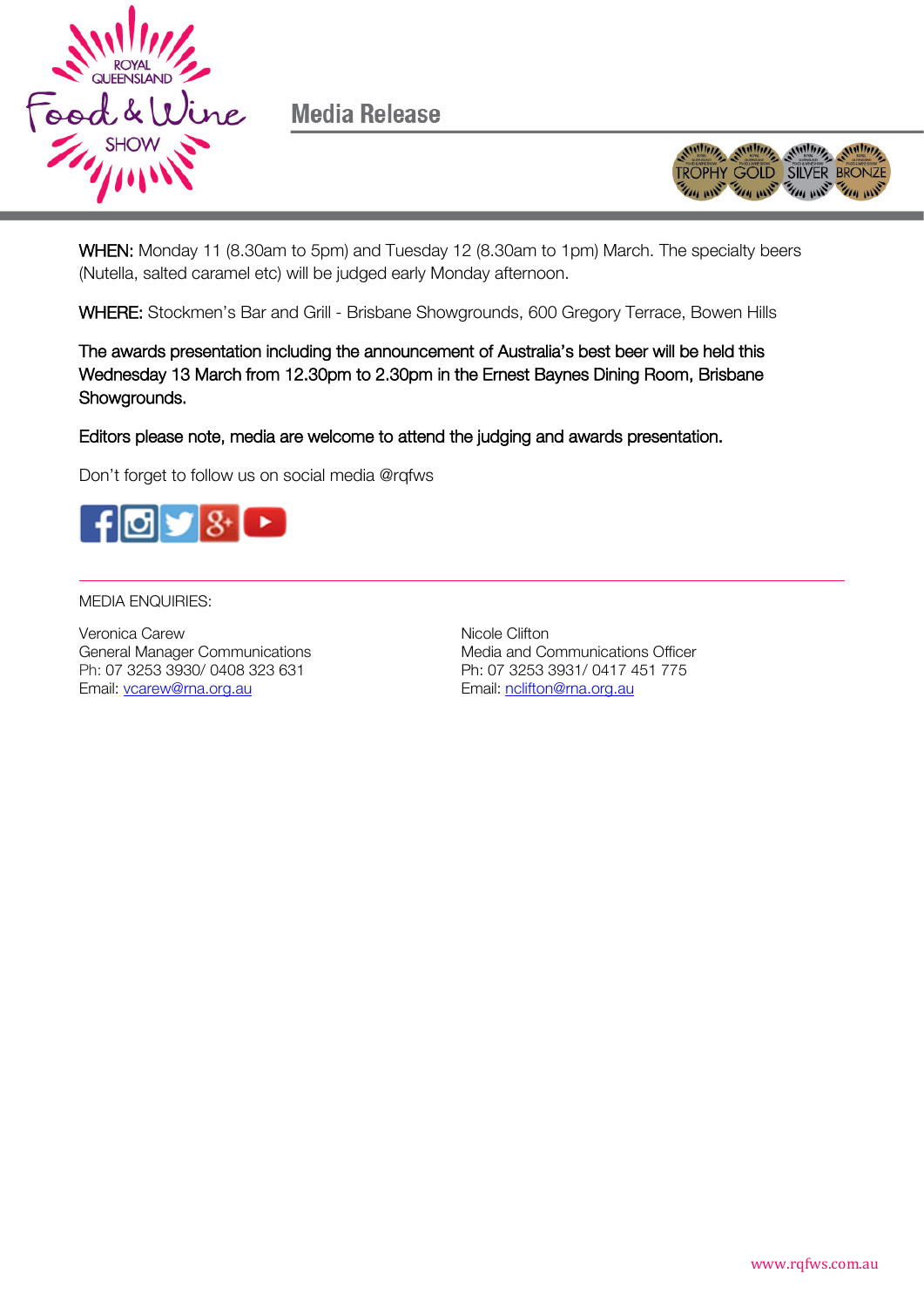# Media Release

**WHEN:** Monday 11 (8.30am to 5pm) and Tuesday 12 (8.30am to 1pm) March. The specialty beers (Nutella, salted caramel etc) will be judged early Monday afternoon.

**WHERE:** Stockmen's Bar and Grill - Brisbane Showgrounds, 600 Gregory Terrace, Bowen Hills

**The awards presentation including the announcement of Australia's best beer will be held this Wednesday 13 March from 12.30pm to 2.30pm in the Ernest Baynes Dining Room, Brisbane Showgrounds.**

**Editors please note, media are welcome to attend the judging and awards presentation.**

Don't forget to follow us on social media @rqfws

---

MEDIA ENQUIRIES:

Veronica Carew
General Manager Communications
Ph: 07 3253 3930/ 0408 323 631
Email: vcarew@rna.org.au

Nicole Clifton
Media and Communications Officer
Ph: 07 3253 3931/ 0417 451 775
Email: nclifton@rna.org.au

www.rqfws.com.au